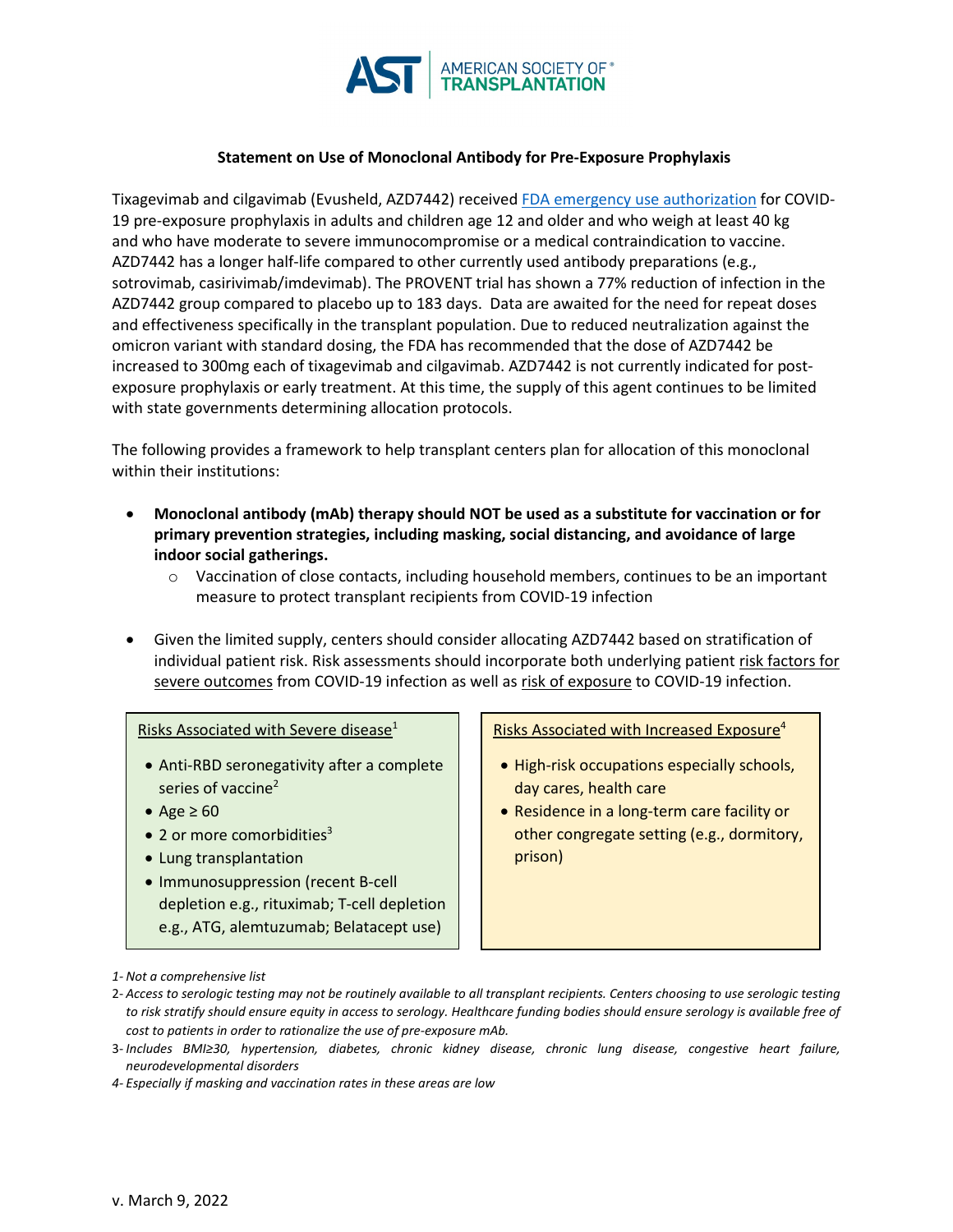AMERICAN SOCIETY OF TRANSPLANTATION

## Statement on Use of Monoclonal Antibody for Pre-Exposure Prophylaxis

Tixagevimab and cilgavimab (Evusheld, AZD7442) received FDA emergency use authorization for COVID-19 pre-exposure prophylaxis in adults and children age 12 and older and who weigh at least 40 kg and who have moderate to severe immunocompromise or a medical contraindication to vaccine. AZD7442 has a longer half-life compared to other currently used antibody preparations (e.g., sotrovimab, casirivimab/imdevimab). The PROVENT trial has shown a 77% reduction of infection in the AZD7442 group compared to placebo up to 183 days. Data are awaited for the need for repeat doses and effectiveness specifically in the transplant population. Due to reduced neutralization against the omicron variant with standard dosing, the FDA has recommended that the dose of AZD7442 be increased to 300mg each of tixagevimab and cilgavimab. AZD7442 is not currently indicated for post-exposure prophylaxis or early treatment. At this time, the supply of this agent continues to be limited with state governments determining allocation protocols.

The following provides a framework to help transplant centers plan for allocation of this monoclonal within their institutions:

- **Monoclonal antibody (mAb) therapy should NOT be used as a substitute for vaccination or for primary prevention strategies, including masking, social distancing, and avoidance of large indoor social gatherings.**
  - Vaccination of close contacts, including household members, continues to be an important measure to protect transplant recipients from COVID-19 infection
- Given the limited supply, centers should consider allocating AZD7442 based on stratification of individual patient risk. Risk assessments should incorporate both underlying patient risk factors for severe outcomes from COVID-19 infection as well as risk of exposure to COVID-19 infection.

| Risks Associated with Severe disease[1] | Risks Associated with Increased Exposure[4] |
| --- | --- |
| • Anti-RBD seronegativity after a complete series of vaccine[2]<br>• Age ≥ 60<br>• 2 or more comorbidities[3]<br>• Lung transplantation<br>• Immunosuppression (recent B-cell depletion e.g., rituximab; T-cell depletion e.g., ATG, alemtuzumab; Belatacept use) | • High-risk occupations especially schools, day cares, health care<br>• Residence in a long-term care facility or other congregate setting (e.g., dormitory, prison) |

1- *Not a comprehensive list*

2- *Access to serologic testing may not be routinely available to all transplant recipients. Centers choosing to use serologic testing to risk stratify should ensure equity in access to serology. Healthcare funding bodies should ensure serology is available free of cost to patients in order to rationalize the use of pre-exposure mAb.*

3- *Includes BMI≥30, hypertension, diabetes, chronic kidney disease, chronic lung disease, congestive heart failure, neurodevelopmental disorders*

4- *Especially if masking and vaccination rates in these areas are low*

v. March 9, 2022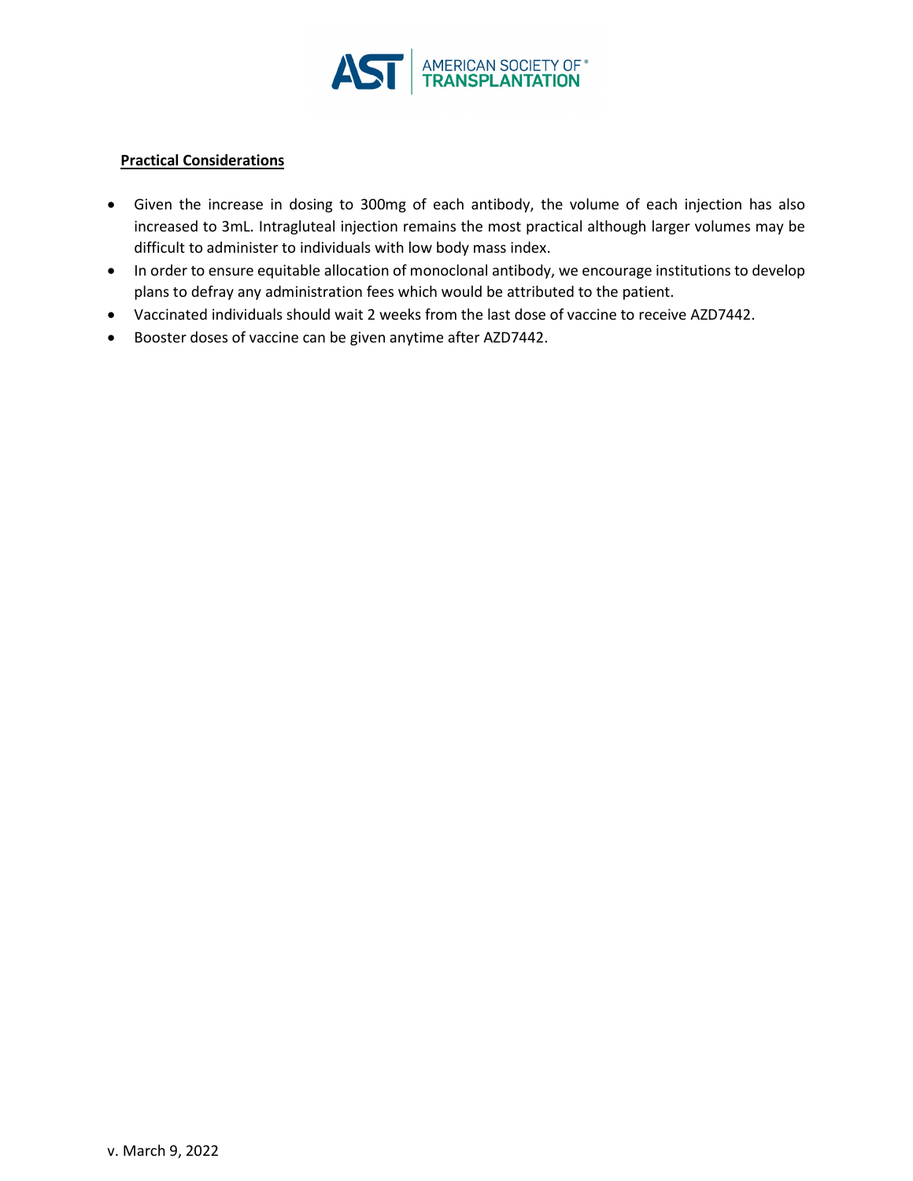**Practical Considerations**

- Given the increase in dosing to 300mg of each antibody, the volume of each injection has also increased to 3mL. Intragluteal injection remains the most practical although larger volumes may be difficult to administer to individuals with low body mass index.
- In order to ensure equitable allocation of monoclonal antibody, we encourage institutions to develop plans to defray any administration fees which would be attributed to the patient.
- Vaccinated individuals should wait 2 weeks from the last dose of vaccine to receive AZD7442.
- Booster doses of vaccine can be given anytime after AZD7442.